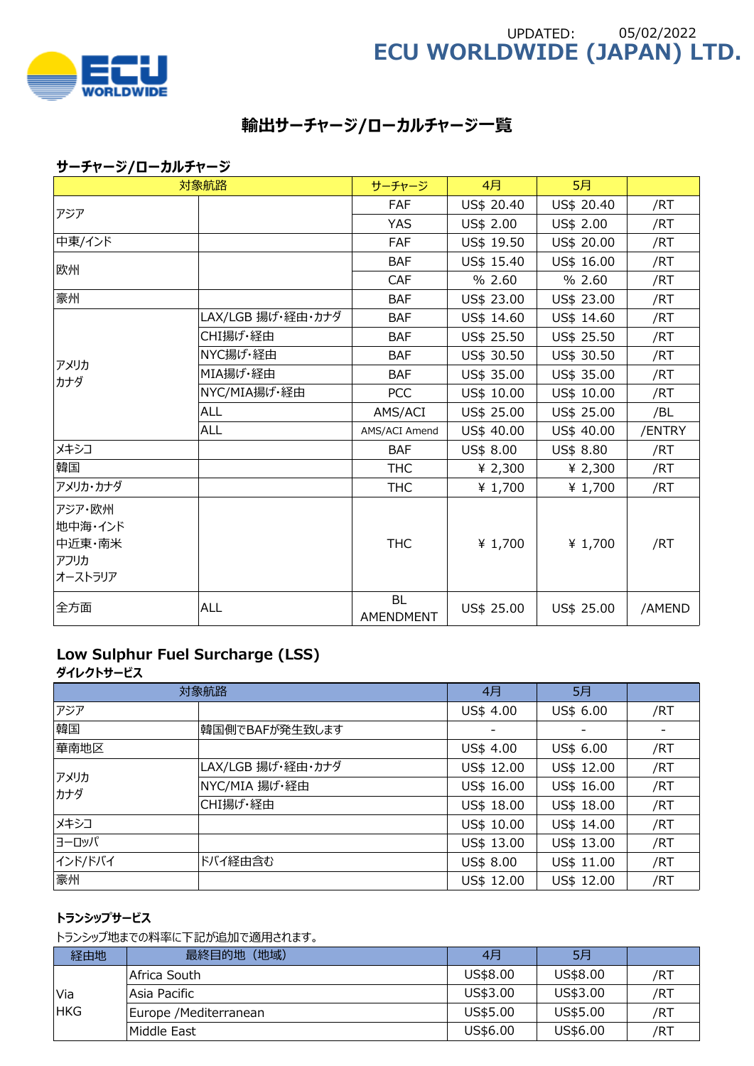UPDATED: 05/02/2022

**ECU WORLDWIDE (JAPAN) LTD.**

# 輸出サーチャージ/ローカルチャージ一覧

## サーチャージ/ローカルチャージ

| 対象航路 | | サーチャージ | 4月 | 5月 | |
|---|---|---|---|---|---|
| アジア | | FAF | US$ 20.40 | US$ 20.40 | /RT |
| | | YAS | US$ 2.00 | US$ 2.00 | /RT |
| 中東/インド | | FAF | US$ 19.50 | US$ 20.00 | /RT |
| 欧州 | | BAF | US$ 15.40 | US$ 16.00 | /RT |
| | | CAF | % 2.60 | % 2.60 | /RT |
| 豪州 | | BAF | US$ 23.00 | US$ 23.00 | /RT |
| アメリカ カナダ | LAX/LGB 揚げ･経由･カナダ | BAF | US$ 14.60 | US$ 14.60 | /RT |
| | CHI揚げ･経由 | BAF | US$ 25.50 | US$ 25.50 | /RT |
| | NYC揚げ･経由 | BAF | US$ 30.50 | US$ 30.50 | /RT |
| | MIA揚げ･経由 | BAF | US$ 35.00 | US$ 35.00 | /RT |
| | NYC/MIA揚げ･経由 | PCC | US$ 10.00 | US$ 10.00 | /RT |
| | ALL | AMS/ACI | US$ 25.00 | US$ 25.00 | /BL |
| | ALL | AMS/ACI Amend | US$ 40.00 | US$ 40.00 | /ENTRY |
| メキシコ | | BAF | US$ 8.00 | US$ 8.80 | /RT |
| 韓国 | | THC | ¥ 2,300 | ¥ 2,300 | /RT |
| アメリカ･カナダ | | THC | ¥ 1,700 | ¥ 1,700 | /RT |
| アジア･欧州 地中海･インド 中近東･南米 アフリカ オーストラリア | | THC | ¥ 1,700 | ¥ 1,700 | /RT |
| 全方面 | ALL | BL AMENDMENT | US$ 25.00 | US$ 25.00 | /AMEND |

## Low Sulphur Fuel Surcharge (LSS)

### ダイレクトサービス

| 対象航路 | | 4月 | 5月 | |
|---|---|---|---|---|
| アジア | | US$ 4.00 | US$ 6.00 | /RT |
| 韓国 | 韓国側でBAFが発生致します | - | - | - |
| 華南地区 | | US$ 4.00 | US$ 6.00 | /RT |
| アメリカ カナダ | LAX/LGB 揚げ･経由･カナダ | US$ 12.00 | US$ 12.00 | /RT |
| | NYC/MIA 揚げ･経由 | US$ 16.00 | US$ 16.00 | /RT |
| | CHI揚げ･経由 | US$ 18.00 | US$ 18.00 | /RT |
| メキシコ | | US$ 10.00 | US$ 14.00 | /RT |
| ヨーロッパ | | US$ 13.00 | US$ 13.00 | /RT |
| インド/ドバイ | ドバイ経由含む | US$ 8.00 | US$ 11.00 | /RT |
| 豪州 | | US$ 12.00 | US$ 12.00 | /RT |

### トランシップサービス

トランシップ地までの料率に下記が追加で適用されます。

| 経由地 | 最終目的地（地域） | 4月 | 5月 | |
|---|---|---|---|---|
| Via HKG | Africa South | US$8.00 | US$8.00 | /RT |
| | Asia Pacific | US$3.00 | US$3.00 | /RT |
| | Europe /Mediterranean | US$5.00 | US$5.00 | /RT |
| | Middle East | US$6.00 | US$6.00 | /RT |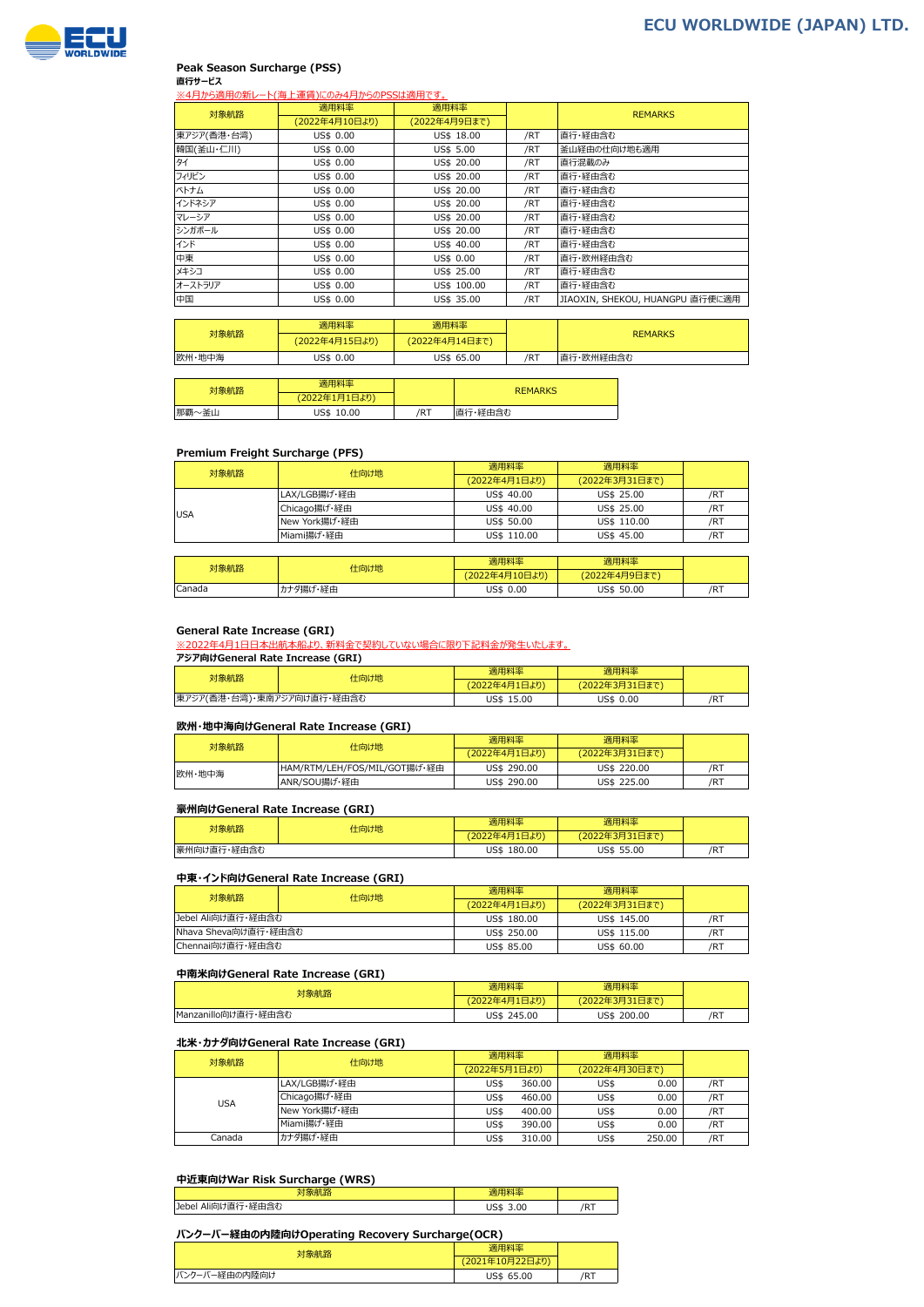## ECU WORLDWIDE (JAPAN) LTD.

### Peak Season Surcharge (PSS)

**直行サービス**

※4月から適用の新レート(海上運賃)にのみ4月からのPSSは適用です。

| 対象航路 | 適用料率 (2022年4月10日より) | 適用料率 (2022年4月9日まで) | | REMARKS |
|---|---|---|---|---|
| 東アジア(香港・台湾) | US$ 0.00 | US$ 18.00 | /RT | 直行・経由含む |
| 韓国(釜山・仁川) | US$ 0.00 | US$ 5.00 | /RT | 釜山経由の仕向け地も適用 |
| タイ | US$ 0.00 | US$ 20.00 | /RT | 直行混載のみ |
| フィリピン | US$ 0.00 | US$ 20.00 | /RT | 直行・経由含む |
| ベトナム | US$ 0.00 | US$ 20.00 | /RT | 直行・経由含む |
| インドネシア | US$ 0.00 | US$ 20.00 | /RT | 直行・経由含む |
| マレーシア | US$ 0.00 | US$ 20.00 | /RT | 直行・経由含む |
| シンガポール | US$ 0.00 | US$ 20.00 | /RT | 直行・経由含む |
| インド | US$ 0.00 | US$ 40.00 | /RT | 直行・経由含む |
| 中東 | US$ 0.00 | US$ 0.00 | /RT | 直行・欧州経由含む |
| メキシコ | US$ 0.00 | US$ 25.00 | /RT | 直行・経由含む |
| オーストラリア | US$ 0.00 | US$ 100.00 | /RT | 直行・経由含む |
| 中国 | US$ 0.00 | US$ 35.00 | /RT | JIAOXIN, SHEKOU, HUANGPU 直行便に適用 |

| 対象航路 | 適用料率 (2022年4月15日より) | 適用料率 (2022年4月14日まで) | | REMARKS |
|---|---|---|---|---|
| 欧州・地中海 | US$ 0.00 | US$ 65.00 | /RT | 直行・欧州経由含む |

| 対象航路 | 適用料率 (2022年1月1日より) | | REMARKS |
|---|---|---|---|
| 那覇～釜山 | US$ 10.00 | /RT | 直行・経由含む |

### Premium Freight Surcharge (PFS)

| 対象航路 | 仕向け地 | 適用料率 (2022年4月1日より) | 適用料率 (2022年3月31日まで) | |
|---|---|---|---|---|
| USA | LAX/LGB揚げ・経由 | US$ 40.00 | US$ 25.00 | /RT |
| | Chicago揚げ・経由 | US$ 40.00 | US$ 25.00 | /RT |
| | New York揚げ・経由 | US$ 50.00 | US$ 110.00 | /RT |
| | Miami揚げ・経由 | US$ 110.00 | US$ 45.00 | /RT |

| 対象航路 | 仕向け地 | 適用料率 (2022年4月10日より) | 適用料率 (2022年4月9日まで) | |
|---|---|---|---|---|
| Canada | カナダ揚げ・経由 | US$ 0.00 | US$ 50.00 | /RT |

### General Rate Increase (GRI)

※2022年4月1日日本出航本船より、新料金で契約していない場合に限り下記料金が発生いたします。

**アジア向けGeneral Rate Increase (GRI)**

| 対象航路 | 仕向け地 | 適用料率 (2022年4月1日より) | 適用料率 (2022年3月31日まで) | |
|---|---|---|---|---|
| 東アジア(香港・台湾)・東南アジア向け直行・経由含む | | US$ 15.00 | US$ 0.00 | /RT |

**欧州・地中海向けGeneral Rate Increase (GRI)**

| 対象航路 | 仕向け地 | 適用料率 (2022年4月1日より) | 適用料率 (2022年3月31日まで) | |
|---|---|---|---|---|
| 欧州・地中海 | HAM/RTM/LEH/FOS/MIL/GOT揚げ・経由 | US$ 290.00 | US$ 220.00 | /RT |
| | ANR/SOU揚げ・経由 | US$ 290.00 | US$ 225.00 | /RT |

**豪州向けGeneral Rate Increase (GRI)**

| 対象航路 | 仕向け地 | 適用料率 (2022年4月1日より) | 適用料率 (2022年3月31日まで) | |
|---|---|---|---|---|
| 豪州向け直行・経由含む | | US$ 180.00 | US$ 55.00 | /RT |

**中東・インド向けGeneral Rate Increase (GRI)**

| 対象航路 | 仕向け地 | 適用料率 (2022年4月1日より) | 適用料率 (2022年3月31日まで) | |
|---|---|---|---|---|
| Jebel Ali向け直行・経由含む | | US$ 180.00 | US$ 145.00 | /RT |
| Nhava Sheva向け直行・経由含む | | US$ 250.00 | US$ 115.00 | /RT |
| Chennai向け直行・経由含む | | US$ 85.00 | US$ 60.00 | /RT |

**中南米向けGeneral Rate Increase (GRI)**

| 対象航路 | 適用料率 (2022年4月1日より) | 適用料率 (2022年3月31日まで) | |
|---|---|---|---|
| Manzanillo向け直行・経由含む | US$ 245.00 | US$ 200.00 | /RT |

**北米・カナダ向けGeneral Rate Increase (GRI)**

| 対象航路 | 仕向け地 | 適用料率 (2022年5月1日より) | 適用料率 (2022年4月30日まで) | |
|---|---|---|---|---|
| USA | LAX/LGB揚げ・経由 | US$ 360.00 | US$ 0.00 | /RT |
| | Chicago揚げ・経由 | US$ 460.00 | US$ 0.00 | /RT |
| | New York揚げ・経由 | US$ 400.00 | US$ 0.00 | /RT |
| | Miami揚げ・経由 | US$ 390.00 | US$ 0.00 | /RT |
| Canada | カナダ揚げ・経由 | US$ 310.00 | US$ 250.00 | /RT |

### 中近東向けWar Risk Surcharge (WRS)

| 対象航路 | 適用料率 | |
|---|---|---|
| Jebel Ali向け直行・経由含む | US$ 3.00 | /RT |

### バンクーバー経由の内陸向けOperating Recovery Surcharge(OCR)

| 対象航路 | 適用料率 (2021年10月22日より) | |
|---|---|---|
| バンクーバー経由の内陸向け | US$ 65.00 | /RT |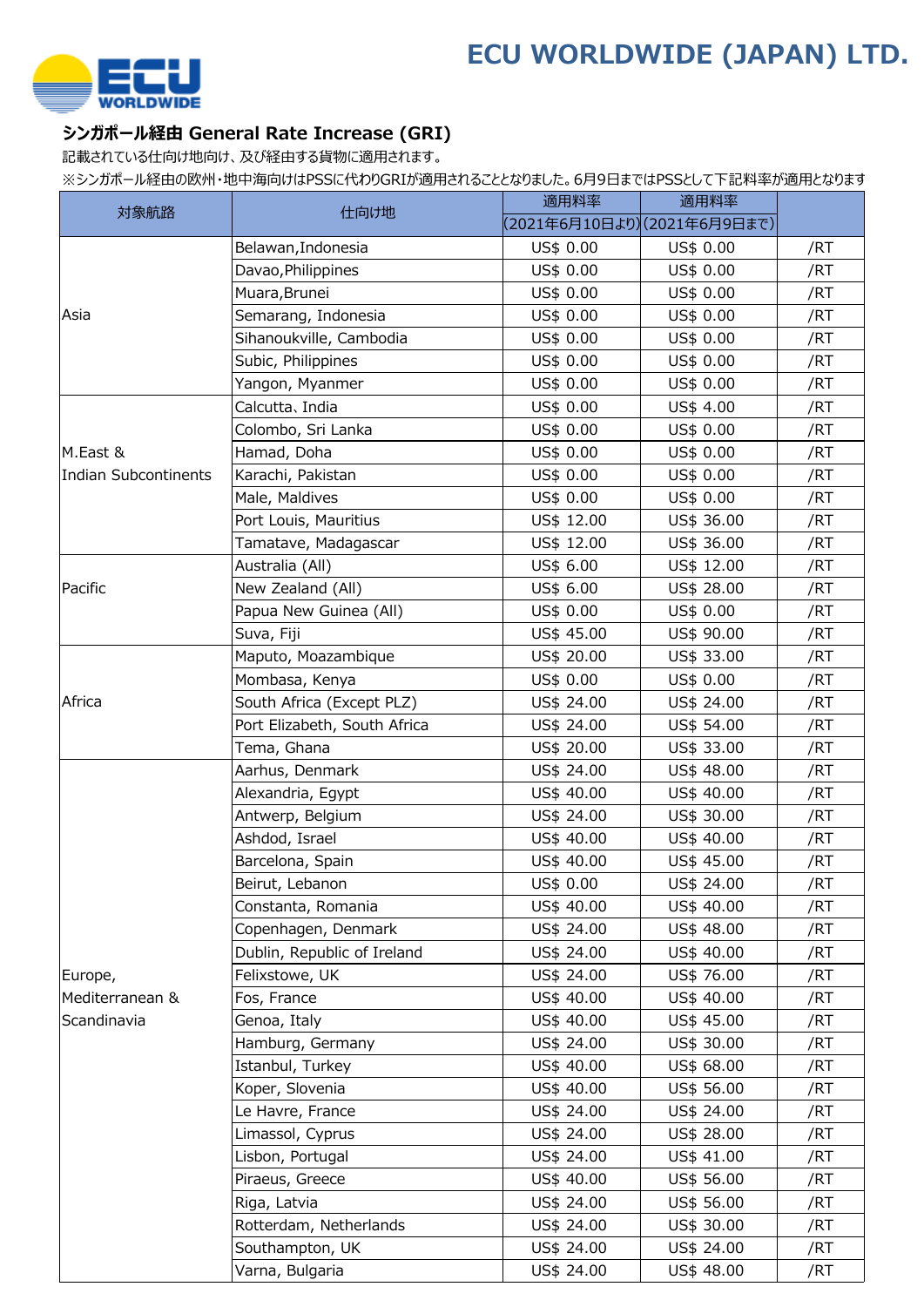# ECU WORLDWIDE (JAPAN) LTD.

## シンガポール経由 General Rate Increase (GRI)

記載されている仕向け地向け、及び経由する貨物に適用されます。

※シンガポール経由の欧州・地中海向けはPSSに代わりGRIが適用されることとなりました。6月9日まではPSSとして下記料率が適用となります

| 対象航路 | 仕向け地 | 適用料率 (2021年6月10日より) | 適用料率 (2021年6月9日まで) | |
|---|---|---|---|---|
| Asia | Belawan,Indonesia | US$ 0.00 | US$ 0.00 | /RT |
| | Davao,Philippines | US$ 0.00 | US$ 0.00 | /RT |
| | Muara,Brunei | US$ 0.00 | US$ 0.00 | /RT |
| | Semarang, Indonesia | US$ 0.00 | US$ 0.00 | /RT |
| | Sihanoukville, Cambodia | US$ 0.00 | US$ 0.00 | /RT |
| | Subic, Philippines | US$ 0.00 | US$ 0.00 | /RT |
| | Yangon, Myanmer | US$ 0.00 | US$ 0.00 | /RT |
| M.East & Indian Subcontinents | Calcutta、India | US$ 0.00 | US$ 4.00 | /RT |
| | Colombo, Sri Lanka | US$ 0.00 | US$ 0.00 | /RT |
| | Hamad, Doha | US$ 0.00 | US$ 0.00 | /RT |
| | Karachi, Pakistan | US$ 0.00 | US$ 0.00 | /RT |
| | Male, Maldives | US$ 0.00 | US$ 0.00 | /RT |
| | Port Louis, Mauritius | US$ 12.00 | US$ 36.00 | /RT |
| | Tamatave, Madagascar | US$ 12.00 | US$ 36.00 | /RT |
| Pacific | Australia (All) | US$ 6.00 | US$ 12.00 | /RT |
| | New Zealand (All) | US$ 6.00 | US$ 28.00 | /RT |
| | Papua New Guinea (All) | US$ 0.00 | US$ 0.00 | /RT |
| | Suva, Fiji | US$ 45.00 | US$ 90.00 | /RT |
| Africa | Maputo, Moazambique | US$ 20.00 | US$ 33.00 | /RT |
| | Mombasa, Kenya | US$ 0.00 | US$ 0.00 | /RT |
| | South Africa (Except PLZ) | US$ 24.00 | US$ 24.00 | /RT |
| | Port Elizabeth, South Africa | US$ 24.00 | US$ 54.00 | /RT |
| | Tema, Ghana | US$ 20.00 | US$ 33.00 | /RT |
| Europe, Mediterranean & Scandinavia | Aarhus, Denmark | US$ 24.00 | US$ 48.00 | /RT |
| | Alexandria, Egypt | US$ 40.00 | US$ 40.00 | /RT |
| | Antwerp, Belgium | US$ 24.00 | US$ 30.00 | /RT |
| | Ashdod, Israel | US$ 40.00 | US$ 40.00 | /RT |
| | Barcelona, Spain | US$ 40.00 | US$ 45.00 | /RT |
| | Beirut, Lebanon | US$ 0.00 | US$ 24.00 | /RT |
| | Constanta, Romania | US$ 40.00 | US$ 40.00 | /RT |
| | Copenhagen, Denmark | US$ 24.00 | US$ 48.00 | /RT |
| | Dublin, Republic of Ireland | US$ 24.00 | US$ 40.00 | /RT |
| | Felixstowe, UK | US$ 24.00 | US$ 76.00 | /RT |
| | Fos, France | US$ 40.00 | US$ 40.00 | /RT |
| | Genoa, Italy | US$ 40.00 | US$ 45.00 | /RT |
| | Hamburg, Germany | US$ 24.00 | US$ 30.00 | /RT |
| | Istanbul, Turkey | US$ 40.00 | US$ 68.00 | /RT |
| | Koper, Slovenia | US$ 40.00 | US$ 56.00 | /RT |
| | Le Havre, France | US$ 24.00 | US$ 24.00 | /RT |
| | Limassol, Cyprus | US$ 24.00 | US$ 28.00 | /RT |
| | Lisbon, Portugal | US$ 24.00 | US$ 41.00 | /RT |
| | Piraeus, Greece | US$ 40.00 | US$ 56.00 | /RT |
| | Riga, Latvia | US$ 24.00 | US$ 56.00 | /RT |
| | Rotterdam, Netherlands | US$ 24.00 | US$ 30.00 | /RT |
| | Southampton, UK | US$ 24.00 | US$ 24.00 | /RT |
| | Varna, Bulgaria | US$ 24.00 | US$ 48.00 | /RT |